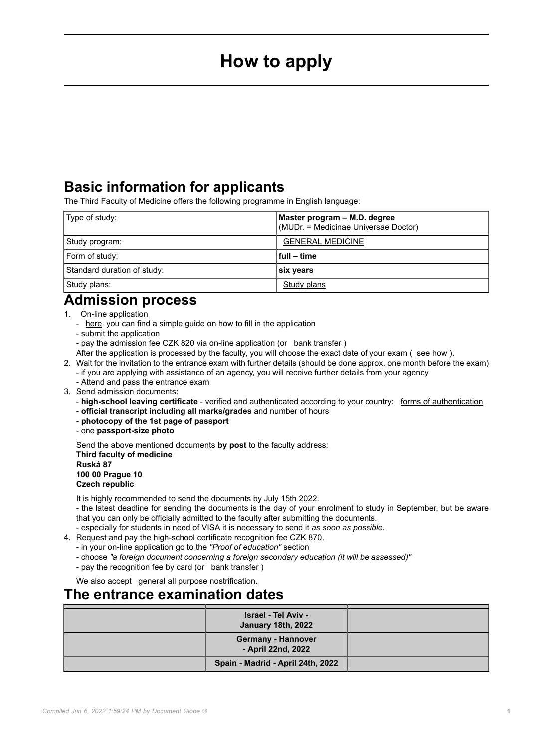# How to apply

## Basic information for applicants

The Third Faculty of Medicine offers the following programme in English language:

| Type of study: | **Master program – M.D. degree** (MUDr. = Medicinae Universae Doctor) |
| --- | --- |
| Study program: | GENERAL MEDICINE |
| Form of study: | **full – time** |
| Standard duration of study: | **six years** |
| Study plans: | Study plans |

## Admission process

1. On-line application
   - here you can find a simple guide on how to fill in the application
   - submit the application
   - pay the admission fee CZK 820 via on-line application (or bank transfer )

   After the application is processed by the faculty, you will choose the exact date of your exam ( see how ).
2. Wait for the invitation to the entrance exam with further details (should be done approx. one month before the exam)
   - if you are applying with assistance of an agency, you will receive further details from your agency
   - Attend and pass the entrance exam
3. Send admission documents:
   - **high-school leaving certificate** - verified and authenticated according to your country: forms of authentication
   - **official transcript including all marks/grades** and number of hours
   - **photocopy of the 1st page of passport**
   - one **passport-size photo**

   Send the above mentioned documents **by post** to the faculty address:
   **Third faculty of medicine**
   **Ruská 87**
   **100 00 Prague 10**
   **Czech republic**

   It is highly recommended to send the documents by July 15th 2022.
   - the latest deadline for sending the documents is the day of your enrolment to study in September, but be aware that you can only be officially admitted to the faculty after submitting the documents.
   - especially for students in need of VISA it is necessary to send it *as soon as possible*.
4. Request and pay the high-school certificate recognition fee CZK 870.
   - in your on-line application go to the *"Proof of education"* section
   - choose *"a foreign document concerning a foreign secondary education (it will be assessed)"*
   - pay the recognition fee by card (or bank transfer )

   We also accept general all purpose nostrification.

## The entrance examination dates

| | | |
| --- | --- | --- |
| | **Israel - Tel Aviv - January 18th, 2022** | |
| | **Germany - Hannover - April 22nd, 2022** | |
| | **Spain - Madrid - April 24th, 2022** | |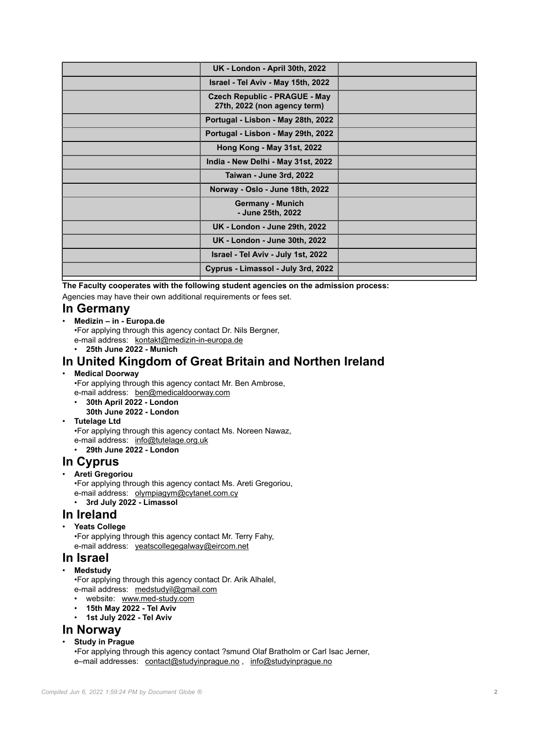| | | |
|---|---|---|
| | UK - London - April 30th, 2022 | |
| | Israel - Tel Aviv - May 15th, 2022 | |
| | Czech Republic - PRAGUE - May 27th, 2022 (non agency term) | |
| | Portugal - Lisbon - May 28th, 2022 | |
| | Portugal - Lisbon - May 29th, 2022 | |
| | Hong Kong - May 31st, 2022 | |
| | India - New Delhi - May 31st, 2022 | |
| | Taiwan - June 3rd, 2022 | |
| | Norway - Oslo - June 18th, 2022 | |
| | Germany - Munich - June 25th, 2022 | |
| | UK - London - June 29th, 2022 | |
| | UK - London - June 30th, 2022 | |
| | Israel - Tel Aviv - July 1st, 2022 | |
| | Cyprus - Limassol - July 3rd, 2022 | |

**The Faculty cooperates with the following student agencies on the admission process:**

Agencies may have their own additional requirements or fees set.

## In Germany

- **Medizin – in - Europa.de**
  •For applying through this agency contact Dr. Nils Bergner,
  e-mail address: kontakt@medizin-in-europa.de
  - **25th June 2022 - Munich**

## In United Kingdom of Great Britain and Northen Ireland

- **Medical Doorway**
  •For applying through this agency contact Mr. Ben Ambrose,
  e-mail address: ben@medicaldoorway.com
  - **30th April 2022 - London**
    **30th June 2022 - London**
- **Tutelage Ltd**
  •For applying through this agency contact Ms. Noreen Nawaz,
  e-mail address: info@tutelage.org.uk
  - **29th June 2022 - London**

## In Cyprus

- **Areti Gregoriou**
  •For applying through this agency contact Ms. Areti Gregoriou,
  e-mail address: olympiagym@cytanet.com.cy
  - **3rd July 2022 - Limassol**

## In Ireland

- **Yeats College**
  •For applying through this agency contact Mr. Terry Fahy,
  e-mail address: yeatscollegegalway@eircom.net

## In Israel

- **Medstudy**
  •For applying through this agency contact Dr. Arik Alhalel,
  e-mail address: medstudyil@gmail.com
  - website: www.med-study.com
  - **15th May 2022 - Tel Aviv**
  - **1st July 2022 - Tel Aviv**

## In Norway

- **Study in Prague**
  •For applying through this agency contact ?smund Olaf Bratholm or Carl Isac Jerner,
  e–mail addresses: contact@studyinprague.no , info@studyinprague.no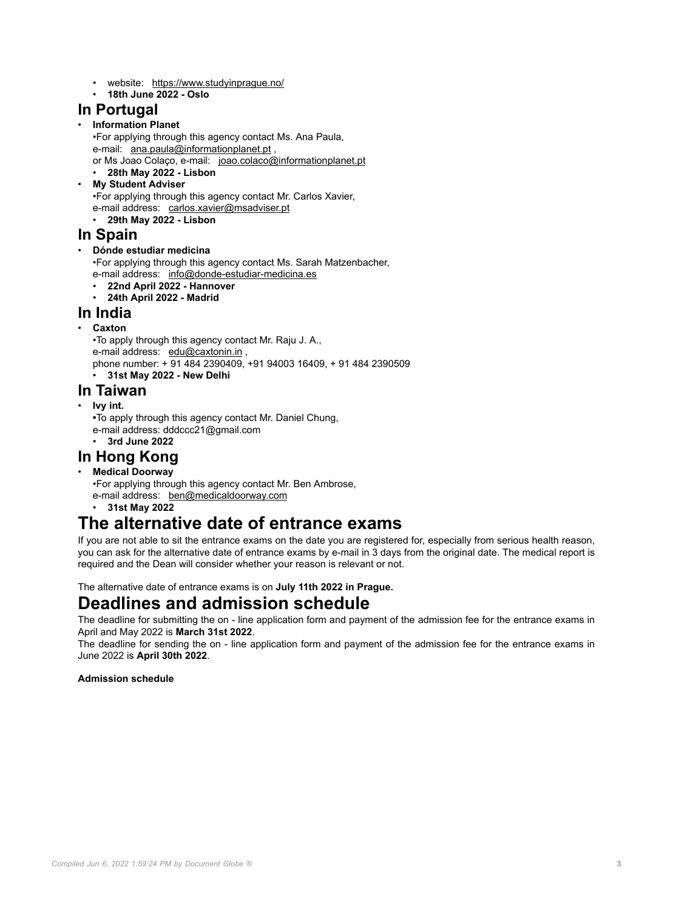- website: https://www.studyinprague.no/
- **18th June 2022 - Oslo**

## In Portugal

- **Information Planet**
  •For applying through this agency contact Ms. Ana Paula,
  e-mail: ana.paula@informationplanet.pt ,
  or Ms Joao Colaço, e-mail: joao.colaco@informationplanet.pt
  - **28th May 2022 - Lisbon**
- **My Student Adviser**
  •For applying through this agency contact Mr. Carlos Xavier,
  e-mail address: carlos.xavier@msadviser.pt
  - **29th May 2022 - Lisbon**

## In Spain

- **Dónde estudiar medicina**
  •For applying through this agency contact Ms. Sarah Matzenbacher,
  e-mail address: info@donde-estudiar-medicina.es
  - **22nd April 2022 - Hannover**
  - **24th April 2022 - Madrid**

## In India

- **Caxton**
  •To apply through this agency contact Mr. Raju J. A.,
  e-mail address: edu@caxtonin.in ,
  phone number: + 91 484 2390409, +91 94003 16409, + 91 484 2390509
  - **31st May 2022 - New Delhi**

## In Taiwan

- **Ivy int.**
  •To apply through this agency contact Mr. Daniel Chung,
  e-mail address: dddccc21@gmail.com
  - **3rd June 2022**

## In Hong Kong

- **Medical Doorway**
  •For applying through this agency contact Mr. Ben Ambrose,
  e-mail address: ben@medicaldoorway.com
  - **31st May 2022**

# The alternative date of entrance exams

If you are not able to sit the entrance exams on the date you are registered for, especially from serious health reason, you can ask for the alternative date of entrance exams by e-mail in 3 days from the original date. The medical report is required and the Dean will consider whether your reason is relevant or not.

The alternative date of entrance exams is on **July 11th 2022 in Prague.**

# Deadlines and admission schedule

The deadline for submitting the on - line application form and payment of the admission fee for the entrance exams in April and May 2022 is **March 31st 2022**.
The deadline for sending the on - line application form and payment of the admission fee for the entrance exams in June 2022 is **April 30th 2022**.

**Admission schedule**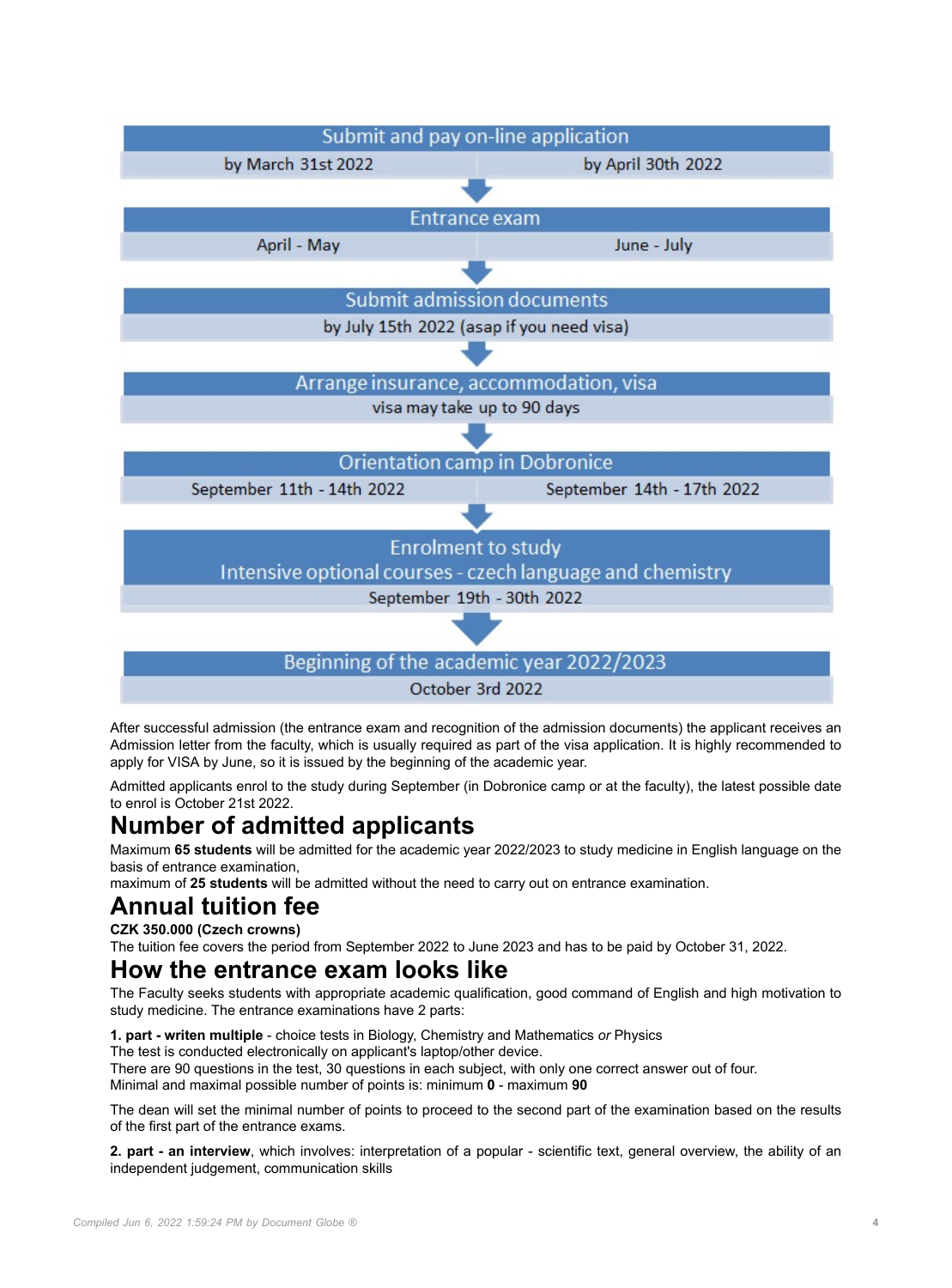| Submit and pay on-line application | |
|---|---|
| by March 31st 2022 | by April 30th 2022 |

| Entrance exam | |
|---|---|
| April - May | June - July |

| Submit admission documents |
|---|
| by July 15th 2022 (asap if you need visa) |

| Arrange insurance, accommodation, visa |
|---|
| visa may take up to 90 days |

| Orientation camp in Dobronice | |
|---|---|
| September 11th - 14th 2022 | September 14th - 17th 2022 |

| Enrolment to study<br>Intensive optional courses - czech language and chemistry |
|---|
| September 19th - 30th 2022 |

| Beginning of the academic year 2022/2023 |
|---|
| October 3rd 2022 |

After successful admission (the entrance exam and recognition of the admission documents) the applicant receives an Admission letter from the faculty, which is usually required as part of the visa application. It is highly recommended to apply for VISA by June, so it is issued by the beginning of the academic year.

Admitted applicants enrol to the study during September (in Dobronice camp or at the faculty), the latest possible date to enrol is October 21st 2022.

# Number of admitted applicants

Maximum **65 students** will be admitted for the academic year 2022/2023 to study medicine in English language on the basis of entrance examination,
maximum of **25 students** will be admitted without the need to carry out on entrance examination.

# Annual tuition fee

**CZK 350.000 (Czech crowns)**
The tuition fee covers the period from September 2022 to June 2023 and has to be paid by October 31, 2022.

# How the entrance exam looks like

The Faculty seeks students with appropriate academic qualification, good command of English and high motivation to study medicine. The entrance examinations have 2 parts:

**1. part - writen multiple** - choice tests in Biology, Chemistry and Mathematics *or* Physics
The test is conducted electronically on applicant's laptop/other device.
There are 90 questions in the test, 30 questions in each subject, with only one correct answer out of four.
Minimal and maximal possible number of points is: minimum **0** - maximum **90**

The dean will set the minimal number of points to proceed to the second part of the examination based on the results of the first part of the entrance exams.

**2. part - an interview**, which involves: interpretation of a popular - scientific text, general overview, the ability of an independent judgement, communication skills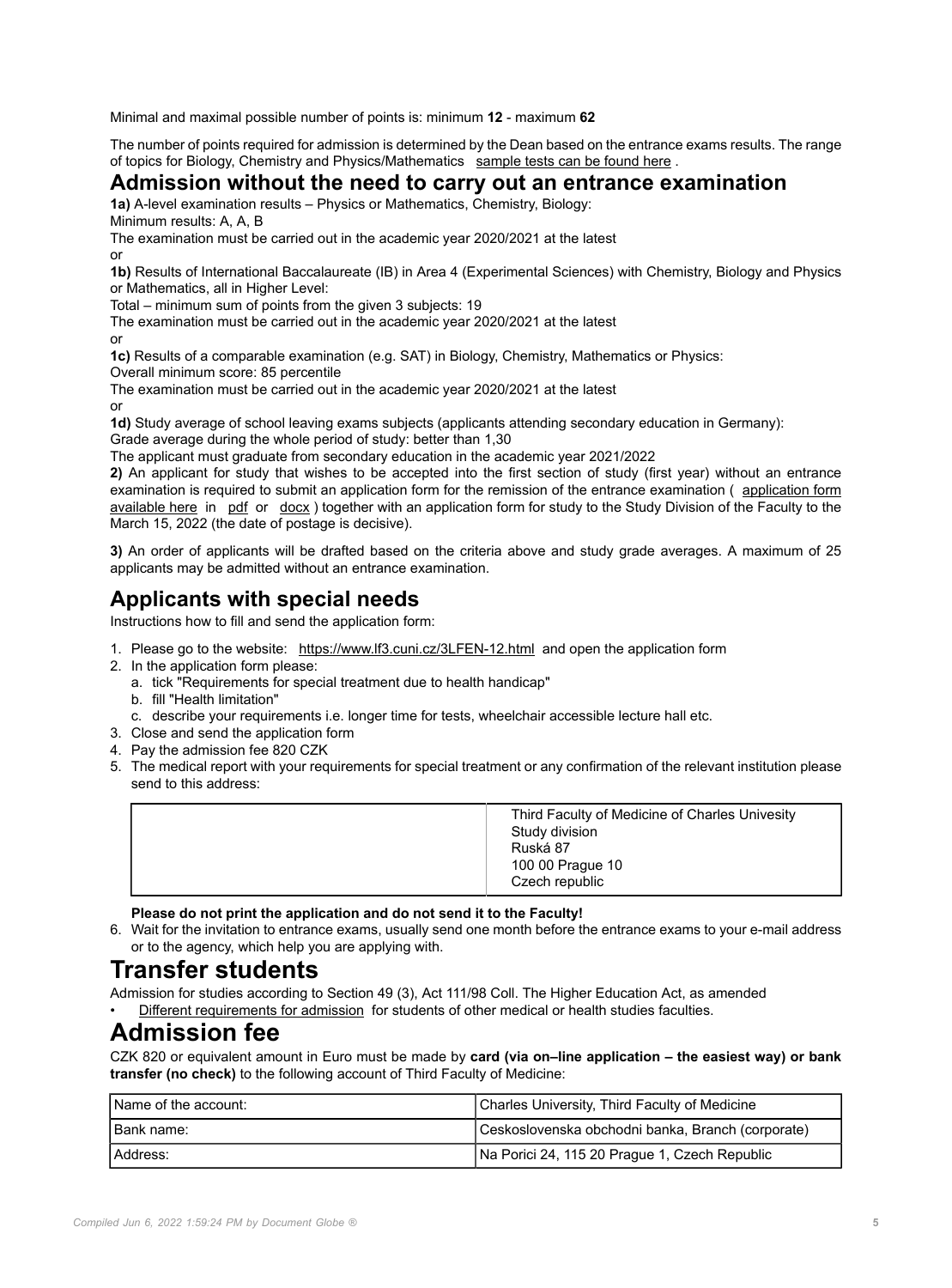Minimal and maximal possible number of points is: minimum **12** - maximum **62**

The number of points required for admission is determined by the Dean based on the entrance exams results. The range of topics for Biology, Chemistry and Physics/Mathematics sample tests can be found here .

## Admission without the need to carry out an entrance examination

**1a)** A-level examination results – Physics or Mathematics, Chemistry, Biology:
Minimum results: A, A, B
The examination must be carried out in the academic year 2020/2021 at the latest
or
**1b)** Results of International Baccalaureate (IB) in Area 4 (Experimental Sciences) with Chemistry, Biology and Physics or Mathematics, all in Higher Level:
Total – minimum sum of points from the given 3 subjects: 19
The examination must be carried out in the academic year 2020/2021 at the latest
or
**1c)** Results of a comparable examination (e.g. SAT) in Biology, Chemistry, Mathematics or Physics:
Overall minimum score: 85 percentile
The examination must be carried out in the academic year 2020/2021 at the latest
or
**1d)** Study average of school leaving exams subjects (applicants attending secondary education in Germany):
Grade average during the whole period of study: better than 1,30
The applicant must graduate from secondary education in the academic year 2021/2022
**2)** An applicant for study that wishes to be accepted into the first section of study (first year) without an entrance examination is required to submit an application form for the remission of the entrance examination ( application form available here in pdf or docx ) together with an application form for study to the Study Division of the Faculty to the March 15, 2022 (the date of postage is decisive).

**3)** An order of applicants will be drafted based on the criteria above and study grade averages. A maximum of 25 applicants may be admitted without an entrance examination.

## Applicants with special needs

Instructions how to fill and send the application form:

1. Please go to the website: https://www.lf3.cuni.cz/3LFEN-12.html and open the application form
2. In the application form please:
   a. tick "Requirements for special treatment due to health handicap"
   b. fill "Health limitation"
   c. describe your requirements i.e. longer time for tests, wheelchair accessible lecture hall etc.
3. Close and send the application form
4. Pay the admission fee 820 CZK
5. The medical report with your requirements for special treatment or any confirmation of the relevant institution please send to this address:

| | |
|---|---|
| | Third Faculty of Medicine of Charles Univesity<br>Study division<br>Ruská 87<br>100 00 Prague 10<br>Czech republic |

   **Please do not print the application and do not send it to the Faculty!**
6. Wait for the invitation to entrance exams, usually send one month before the entrance exams to your e-mail address or to the agency, which help you are applying with.

## Transfer students

Admission for studies according to Section 49 (3), Act 111/98 Coll. The Higher Education Act, as amended

- Different requirements for admission for students of other medical or health studies faculties.

## Admission fee

CZK 820 or equivalent amount in Euro must be made by **card (via on–line application – the easiest way) or bank transfer (no check)** to the following account of Third Faculty of Medicine:

| | |
|---|---|
| Name of the account: | Charles University, Third Faculty of Medicine |
| Bank name: | Ceskoslovenska obchodni banka, Branch (corporate) |
| Address: | Na Porici 24, 115 20 Prague 1, Czech Republic |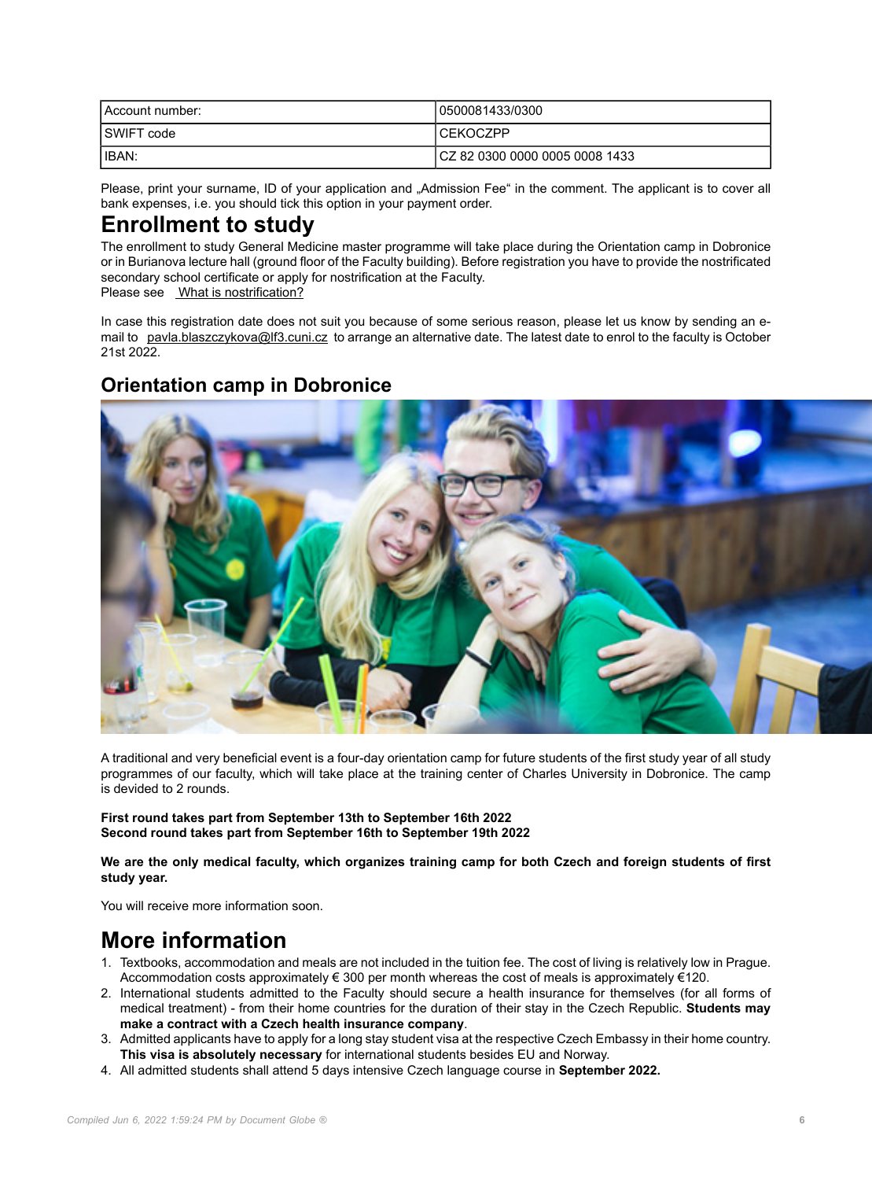| Account number: | 0500081433/0300 |
| --- | --- |
| SWIFT code | CEKOCZPP |
| IBAN: | CZ 82 0300 0000 0005 0008 1433 |

Please, print your surname, ID of your application and „Admission Fee“ in the comment. The applicant is to cover all bank expenses, i.e. you should tick this option in your payment order.

# Enrollment to study

The enrollment to study General Medicine master programme will take place during the Orientation camp in Dobronice or in Burianova lecture hall (ground floor of the Faculty building). Before registration you have to provide the nostrificated secondary school certificate or apply for nostrification at the Faculty.
Please see What is nostrification?

In case this registration date does not suit you because of some serious reason, please let us know by sending an e-mail to pavla.blaszczykova@lf3.cuni.cz to arrange an alternative date. The latest date to enrol to the faculty is October 21st 2022.

## Orientation camp in Dobronice

A traditional and very beneficial event is a four-day orientation camp for future students of the first study year of all study programmes of our faculty, which will take place at the training center of Charles University in Dobronice. The camp is devided to 2 rounds.

**First round takes part from September 13th to September 16th 2022**
**Second round takes part from September 16th to September 19th 2022**

**We are the only medical faculty, which organizes training camp for both Czech and foreign students of first study year.**

You will receive more information soon.

# More information

1. Textbooks, accommodation and meals are not included in the tuition fee. The cost of living is relatively low in Prague. Accommodation costs approximately € 300 per month whereas the cost of meals is approximately €120.
2. International students admitted to the Faculty should secure a health insurance for themselves (for all forms of medical treatment) - from their home countries for the duration of their stay in the Czech Republic. **Students may make a contract with a Czech health insurance company**.
3. Admitted applicants have to apply for a long stay student visa at the respective Czech Embassy in their home country. **This visa is absolutely necessary** for international students besides EU and Norway.
4. All admitted students shall attend 5 days intensive Czech language course in **September 2022.**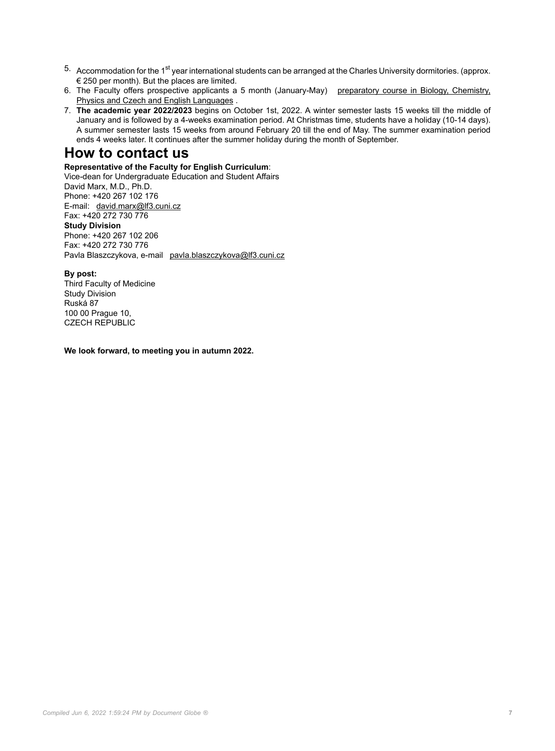5. Accommodation for the 1st year international students can be arranged at the Charles University dormitories. (approx. € 250 per month). But the places are limited.
6. The Faculty offers prospective applicants a 5 month (January-May) preparatory course in Biology, Chemistry, Physics and Czech and English Languages .
7. **The academic year 2022/2023** begins on October 1st, 2022. A winter semester lasts 15 weeks till the middle of January and is followed by a 4-weeks examination period. At Christmas time, students have a holiday (10-14 days). A summer semester lasts 15 weeks from around February 20 till the end of May. The summer examination period ends 4 weeks later. It continues after the summer holiday during the month of September.

# How to contact us

**Representative of the Faculty for English Curriculum**:
Vice-dean for Undergraduate Education and Student Affairs
David Marx, M.D., Ph.D.
Phone: +420 267 102 176
E-mail: david.marx@lf3.cuni.cz
Fax: +420 272 730 776
**Study Division**
Phone: +420 267 102 206
Fax: +420 272 730 776
Pavla Blaszczykova, e-mail pavla.blaszczykova@lf3.cuni.cz

**By post:**
Third Faculty of Medicine
Study Division
Ruská 87
100 00 Prague 10,
CZECH REPUBLIC

**We look forward, to meeting you in autumn 2022.**